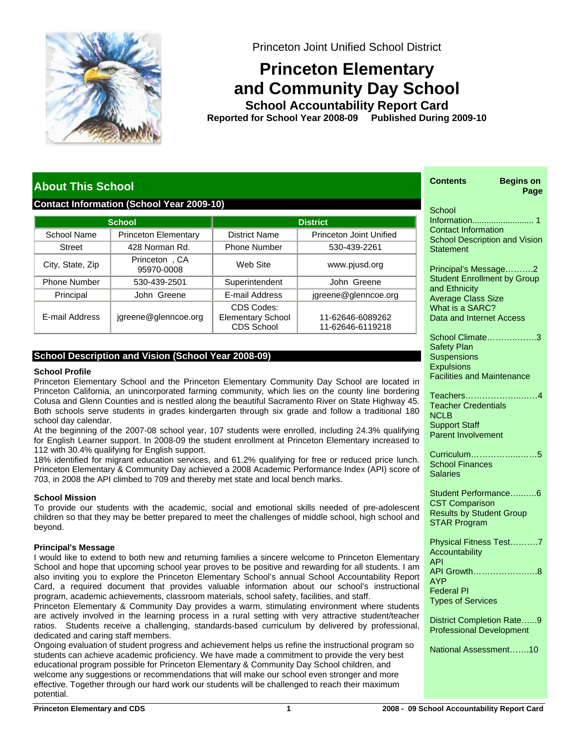Princeton Joint Unified School District

# Princeton Elementary and Community Day School

## School Accountability Report Card

**Reported for School Year 2008-09 Published During 2009-10**

| Contents | Begins on Page |
|---|---|
| School Information<br>Contact Information<br>School Description and Vision Statement | 1 |
| Principal's Message<br>Student Enrollment by Group and Ethnicity<br>Average Class Size<br>What is a SARC?<br>Data and Internet Access | 2 |
| School Climate<br>Safety Plan<br>Suspensions<br>Expulsions<br>Facilities and Maintenance | 3 |
| Teachers<br>Teacher Credentials<br>NCLB<br>Support Staff<br>Parent Involvement | 4 |
| Curriculum<br>School Finances<br>Salaries | 5 |
| Student Performance<br>CST Comparison<br>Results by Student Group<br>STAR Program | 6 |
| Physical Fitness Test<br>Accountability<br>API | 7 |
| API Growth<br>AYP<br>Federal PI<br>Types of Services | 8 |
| District Completion Rate<br>Professional Development | 9 |
| National Assessment | 10 |

## About This School

### Contact Information (School Year 2009-10)

| School | | District | |
|---|---|---|---|
| School Name | Princeton Elementary | District Name | Princeton Joint Unified |
| Street | 428 Norman Rd. | Phone Number | 530-439-2261 |
| City, State, Zip | Princeton , CA 95970-0008 | Web Site | www.pjusd.org |
| Phone Number | 530-439-2501 | Superintendent | John Greene |
| Principal | John Greene | E-mail Address | jgreene@glenncoe.org |
| E-mail Address | jgreene@glenncoe.org | CDS Codes: Elementary School CDS School | 11-62646-6089262 11-62646-6119218 |

### School Description and Vision (School Year 2008-09)

**School Profile**

Princeton Elementary School and the Princeton Elementary Community Day School are located in Princeton California, an unincorporated farming community, which lies on the county line bordering Colusa and Glenn Counties and is nestled along the beautiful Sacramento River on State Highway 45. Both schools serve students in grades kindergarten through six grade and follow a traditional 180 school day calendar.

At the beginning of the 2007-08 school year, 107 students were enrolled, including 24.3% qualifying for English Learner support. In 2008-09 the student enrollment at Princeton Elementary increased to 112 with 30.4% qualifying for English support.

18% identified for migrant education services, and 61.2% qualifying for free or reduced price lunch. Princeton Elementary & Community Day achieved a 2008 Academic Performance Index (API) score of 703, in 2008 the API climbed to 709 and thereby met state and local bench marks.

**School Mission**

To provide our students with the academic, social and emotional skills needed of pre-adolescent children so that they may be better prepared to meet the challenges of middle school, high school and beyond.

**Principal's Message**

I would like to extend to both new and returning families a sincere welcome to Princeton Elementary School and hope that upcoming school year proves to be positive and rewarding for all students. I am also inviting you to explore the Princeton Elementary School's annual School Accountability Report Card, a required document that provides valuable information about our school's instructional program, academic achievements, classroom materials, school safety, facilities, and staff.

Princeton Elementary & Community Day provides a warm, stimulating environment where students are actively involved in the learning process in a rural setting with very attractive student/teacher ratios. Students receive a challenging, standards-based curriculum by delivered by professional, dedicated and caring staff members.

Ongoing evaluation of student progress and achievement helps us refine the instructional program so students can achieve academic proficiency. We have made a commitment to provide the very best educational program possible for Princeton Elementary & Community Day School children, and welcome any suggestions or recommendations that will make our school even stronger and more effective. Together through our hard work our students will be challenged to reach their maximum potential.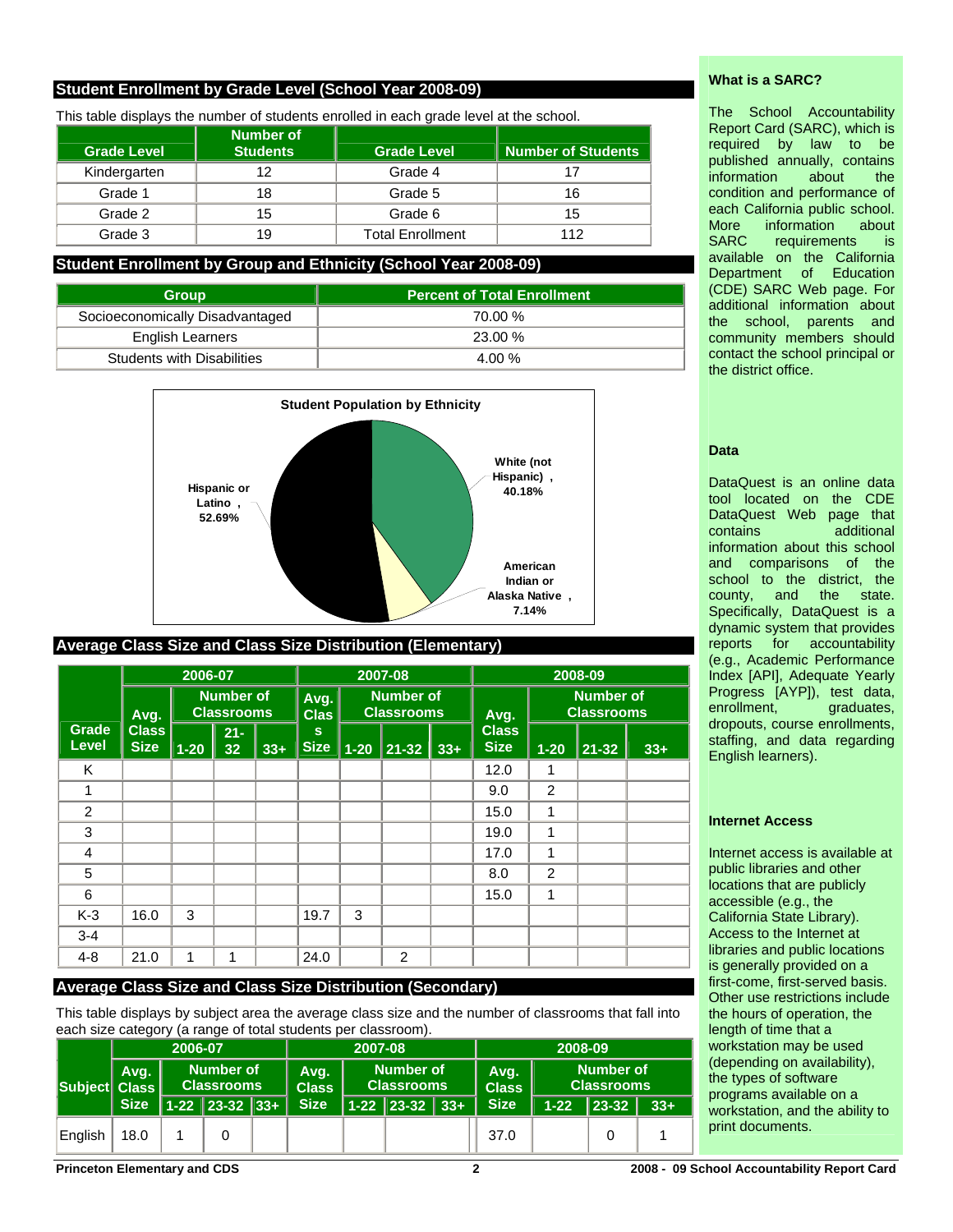## Student Enrollment by Grade Level (School Year 2008-09)

This table displays the number of students enrolled in each grade level at the school.

| Grade Level | Number of Students | Grade Level | Number of Students |
|---|---|---|---|
| Kindergarten | 12 | Grade 4 | 17 |
| Grade 1 | 18 | Grade 5 | 16 |
| Grade 2 | 15 | Grade 6 | 15 |
| Grade 3 | 19 | Total Enrollment | 112 |

## Student Enrollment by Group and Ethnicity (School Year 2008-09)

| Group | Percent of Total Enrollment |
|---|---|
| Socioeconomically Disadvantaged | 70.00 % |
| English Learners | 23.00 % |
| Students with Disabilities | 4.00 % |

**Student Population by Ethnicity**

- Hispanic or Latino, 52.69%
- White (not Hispanic), 40.18%
- American Indian or Alaska Native, 7.14%

## Average Class Size and Class Size Distribution (Elementary)

| Grade Level | 2006-07 | | | | 2007-08 | | | | 2008-09 | | | |
|---|---|---|---|---|---|---|---|---|---|---|---|---|
| | Avg. Class Size | Number of Classrooms | | | Avg. Class Size | Number of Classrooms | | | Avg. Class Size | Number of Classrooms | | |
| | | 1-20 | 21-32 | 33+ | | 1-20 | 21-32 | 33+ | | 1-20 | 21-32 | 33+ |
| K | | | | | | | | | 12.0 | 1 | | |
| 1 | | | | | | | | | 9.0 | 2 | | |
| 2 | | | | | | | | | 15.0 | 1 | | |
| 3 | | | | | | | | | 19.0 | 1 | | |
| 4 | | | | | | | | | 17.0 | 1 | | |
| 5 | | | | | | | | | 8.0 | 2 | | |
| 6 | | | | | | | | | 15.0 | 1 | | |
| K-3 | 16.0 | 3 | | | 19.7 | 3 | | | | | | |
| 3-4 | | | | | | | | | | | | |
| 4-8 | 21.0 | 1 | 1 | | 24.0 | | 2 | | | | | |

## Average Class Size and Class Size Distribution (Secondary)

This table displays by subject area the average class size and the number of classrooms that fall into each size category (a range of total students per classroom).

| Subject | 2006-07 | | | | 2007-08 | | | | 2008-09 | | | |
|---|---|---|---|---|---|---|---|---|---|---|---|---|
| | Avg. Class Size | Number of Classrooms | | | Avg. Class Size | Number of Classrooms | | | Avg. Class Size | Number of Classrooms | | |
| | | 1-22 | 23-32 | 33+ | | 1-22 | 23-32 | 33+ | | 1-22 | 23-32 | 33+ |
| English | 18.0 | 1 | 0 | | | | | | 37.0 | | 0 | 1 |

### What is a SARC?

The School Accountability Report Card (SARC), which is required by law to be published annually, contains information about the condition and performance of each California public school. More information about SARC requirements is available on the California Department of Education (CDE) SARC Web page. For additional information about the school, parents and community members should contact the school principal or the district office.

### Data

DataQuest is an online data tool located on the CDE DataQuest Web page that contains additional information about this school and comparisons of the school to the district, the county, and the state. Specifically, DataQuest is a dynamic system that provides reports for accountability (e.g., Academic Performance Index [API], Adequate Yearly Progress [AYP]), test data, enrollment, graduates, dropouts, course enrollments, staffing, and data regarding English learners).

### Internet Access

Internet access is available at public libraries and other locations that are publicly accessible (e.g., the California State Library). Access to the Internet at libraries and public locations is generally provided on a first-come, first-served basis. Other use restrictions include the hours of operation, the length of time that a workstation may be used (depending on availability), the types of software programs available on a workstation, and the ability to print documents.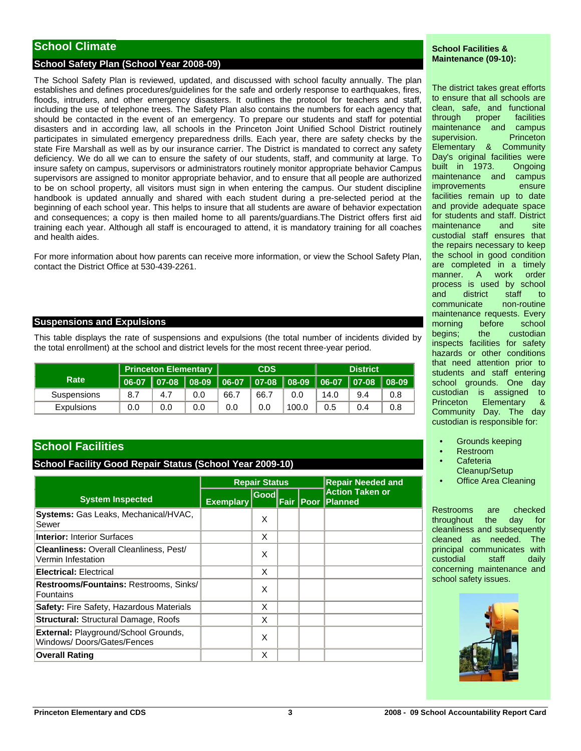## School Climate

### School Safety Plan (School Year 2008-09)

The School Safety Plan is reviewed, updated, and discussed with school faculty annually. The plan establishes and defines procedures/guidelines for the safe and orderly response to earthquakes, fires, floods, intruders, and other emergency disasters. It outlines the protocol for teachers and staff, including the use of telephone trees. The Safety Plan also contains the numbers for each agency that should be contacted in the event of an emergency. To prepare our students and staff for potential disasters and in according law, all schools in the Princeton Joint Unified School District routinely participates in simulated emergency preparedness drills. Each year, there are safety checks by the state Fire Marshall as well as by our insurance carrier. The District is mandated to correct any safety deficiency. We do all we can to ensure the safety of our students, staff, and community at large. To insure safety on campus, supervisors or administrators routinely monitor appropriate behavior Campus supervisors are assigned to monitor appropriate behavior, and to ensure that all people are authorized to be on school property, all visitors must sign in when entering the campus. Our student discipline handbook is updated annually and shared with each student during a pre-selected period at the beginning of each school year. This helps to insure that all students are aware of behavior expectation and consequences; a copy is then mailed home to all parents/guardians.The District offers first aid training each year. Although all staff is encouraged to attend, it is mandatory training for all coaches and health aides.

For more information about how parents can receive more information, or view the School Safety Plan, contact the District Office at 530-439-2261.

### Suspensions and Expulsions

This table displays the rate of suspensions and expulsions (the total number of incidents divided by the total enrollment) at the school and district levels for the most recent three-year period.

| Rate | Princeton Elementary | | | CDS | | | District | | |
|---|---|---|---|---|---|---|---|---|---|
| | 06-07 | 07-08 | 08-09 | 06-07 | 07-08 | 08-09 | 06-07 | 07-08 | 08-09 |
| Suspensions | 8.7 | 4.7 | 0.0 | 66.7 | 66.7 | 0.0 | 14.0 | 9.4 | 0.8 |
| Expulsions | 0.0 | 0.0 | 0.0 | 0.0 | 0.0 | 100.0 | 0.5 | 0.4 | 0.8 |

## School Facilities

### School Facility Good Repair Status (School Year 2009-10)

| System Inspected | Repair Status | | | | Repair Needed and Action Taken or Planned |
|---|---|---|---|---|---|
| | Exemplary | Good | Fair | Poor | |
| **Systems:** Gas Leaks, Mechanical/HVAC, Sewer | | X | | | |
| **Interior:** Interior Surfaces | | X | | | |
| **Cleanliness:** Overall Cleanliness, Pest/ Vermin Infestation | | X | | | |
| **Electrical:** Electrical | | X | | | |
| **Restrooms/Fountains:** Restrooms, Sinks/ Fountains | | X | | | |
| **Safety:** Fire Safety, Hazardous Materials | | X | | | |
| **Structural:** Structural Damage, Roofs | | X | | | |
| **External:** Playground/School Grounds, Windows/ Doors/Gates/Fences | | X | | | |
| **Overall Rating** | | X | | | |

**School Facilities & Maintenance (09-10):**

The district takes great efforts to ensure that all schools are clean, safe, and functional through proper facilities maintenance and campus supervision. Princeton Elementary & Community Day's original facilities were built in 1973. Ongoing maintenance and campus improvements ensure facilities remain up to date and provide adequate space for students and staff. District maintenance and site custodial staff ensures that the repairs necessary to keep the school in good condition are completed in a timely manner. A work order process is used by school and district staff to communicate non-routine maintenance requests. Every morning before school begins; the custodian inspects facilities for safety hazards or other conditions that need attention prior to students and staff entering school grounds. One day custodian is assigned to Princeton Elementary & Community Day. The day custodian is responsible for:

- Grounds keeping
- Restroom
- Cafeteria Cleanup/Setup
- Office Area Cleaning

Restrooms are checked throughout the day for cleanliness and subsequently cleaned as needed. The principal communicates with custodial staff daily concerning maintenance and school safety issues.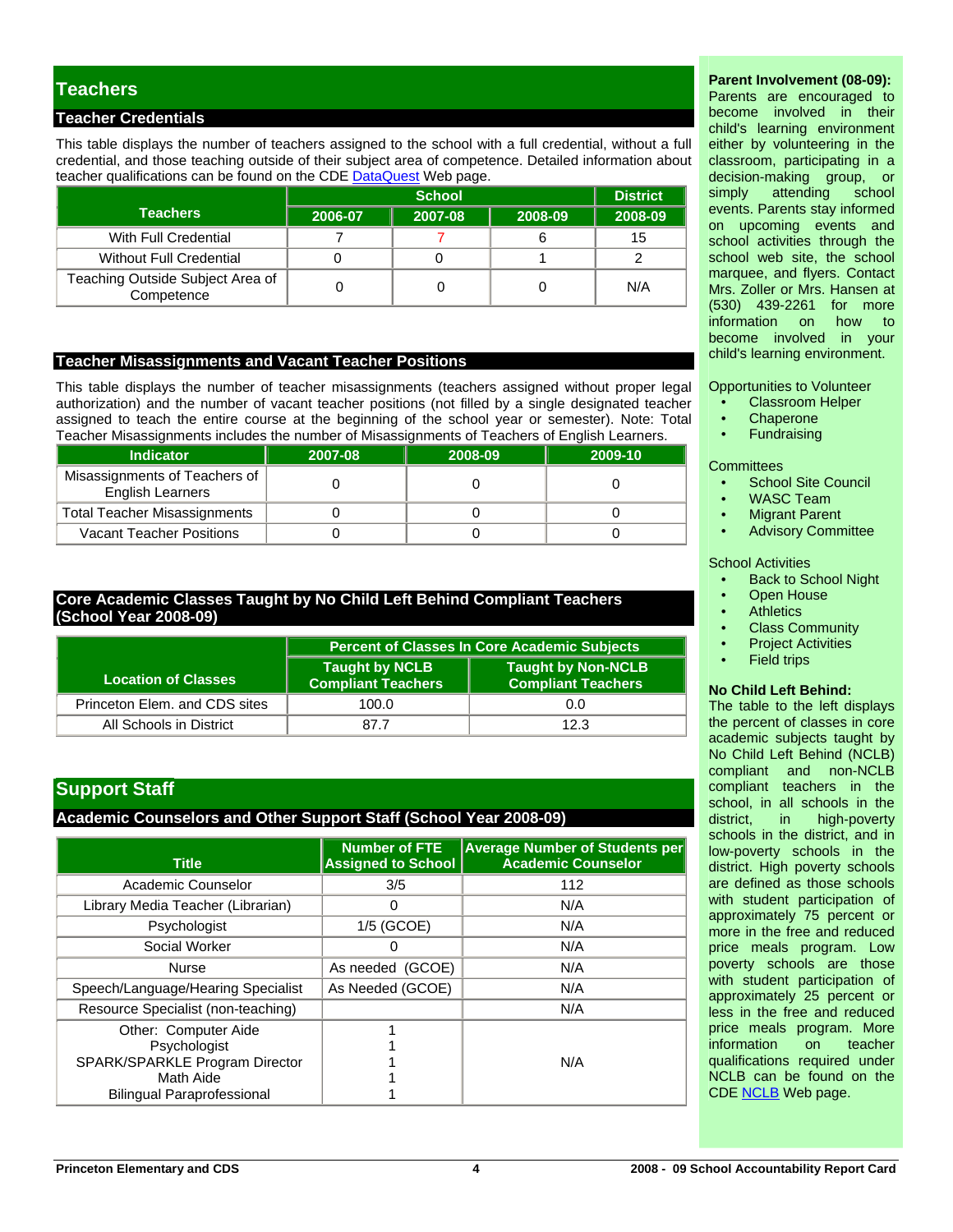## Teachers

### Teacher Credentials

This table displays the number of teachers assigned to the school with a full credential, without a full credential, and those teaching outside of their subject area of competence. Detailed information about teacher qualifications can be found on the CDE DataQuest Web page.

| Teachers | School | | | District |
|---|---|---|---|---|
| | 2006-07 | 2007-08 | 2008-09 | 2008-09 |
| With Full Credential | 7 | 7 | 6 | 15 |
| Without Full Credential | 0 | 0 | 1 | 2 |
| Teaching Outside Subject Area of Competence | 0 | 0 | 0 | N/A |

### Teacher Misassignments and Vacant Teacher Positions

This table displays the number of teacher misassignments (teachers assigned without proper legal authorization) and the number of vacant teacher positions (not filled by a single designated teacher assigned to teach the entire course at the beginning of the school year or semester). Note: Total Teacher Misassignments includes the number of Misassignments of Teachers of English Learners.

| Indicator | 2007-08 | 2008-09 | 2009-10 |
|---|---|---|---|
| Misassignments of Teachers of English Learners | 0 | 0 | 0 |
| Total Teacher Misassignments | 0 | 0 | 0 |
| Vacant Teacher Positions | 0 | 0 | 0 |

### Core Academic Classes Taught by No Child Left Behind Compliant Teachers (School Year 2008-09)

| Location of Classes | Percent of Classes In Core Academic Subjects | |
|---|---|---|
| | Taught by NCLB Compliant Teachers | Taught by Non-NCLB Compliant Teachers |
| Princeton Elem. and CDS sites | 100.0 | 0.0 |
| All Schools in District | 87.7 | 12.3 |

## Support Staff

### Academic Counselors and Other Support Staff (School Year 2008-09)

| Title | Number of FTE Assigned to School | Average Number of Students per Academic Counselor |
|---|---|---|
| Academic Counselor | 3/5 | 112 |
| Library Media Teacher (Librarian) | 0 | N/A |
| Psychologist | 1/5 (GCOE) | N/A |
| Social Worker | 0 | N/A |
| Nurse | As needed (GCOE) | N/A |
| Speech/Language/Hearing Specialist | As Needed (GCOE) | N/A |
| Resource Specialist (non-teaching) | | N/A |
| Other: Computer Aide<br>Psychologist<br>SPARK/SPARKLE Program Director<br>Math Aide<br>Bilingual Paraprofessional | 1<br>1<br>1<br>1<br>1 | N/A |

**Parent Involvement (08-09):**
Parents are encouraged to become involved in their child's learning environment either by volunteering in the classroom, participating in a decision-making group, or simply attending school events. Parents stay informed on upcoming events and school activities through the school web site, the school marquee, and flyers. Contact Mrs. Zoller or Mrs. Hansen at (530) 439-2261 for more information on how to become involved in your child's learning environment.

Opportunities to Volunteer
- Classroom Helper
- Chaperone
- Fundraising

Committees
- School Site Council
- WASC Team
- Migrant Parent
- Advisory Committee

School Activities
- Back to School Night
- Open House
- Athletics
- Class Community
- Project Activities
- Field trips

**No Child Left Behind:**
The table to the left displays the percent of classes in core academic subjects taught by No Child Left Behind (NCLB) compliant and non-NCLB compliant teachers in the school, in all schools in the district, in high-poverty schools in the district, and in low-poverty schools in the district. High poverty schools are defined as those schools with student participation of approximately 75 percent or more in the free and reduced price meals program. Low poverty schools are those with student participation of approximately 25 percent or less in the free and reduced price meals program. More information on teacher qualifications required under NCLB can be found on the CDE NCLB Web page.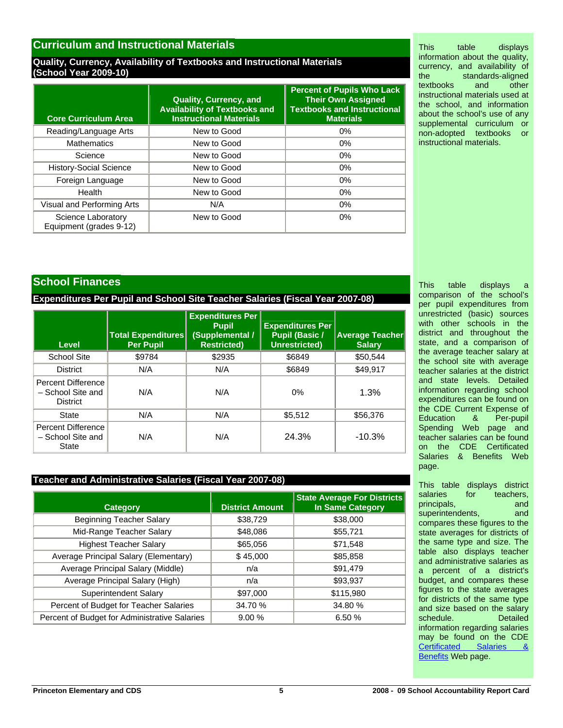## Curriculum and Instructional Materials

### Quality, Currency, Availability of Textbooks and Instructional Materials (School Year 2009-10)

| Core Curriculum Area | Quality, Currency, and Availability of Textbooks and Instructional Materials | Percent of Pupils Who Lack Their Own Assigned Textbooks and Instructional Materials |
|---|---|---|
| Reading/Language Arts | New to Good | 0% |
| Mathematics | New to Good | 0% |
| Science | New to Good | 0% |
| History-Social Science | New to Good | 0% |
| Foreign Language | New to Good | 0% |
| Health | New to Good | 0% |
| Visual and Performing Arts | N/A | 0% |
| Science Laboratory Equipment (grades 9-12) | New to Good | 0% |

This table displays information about the quality, currency, and availability of the standards-aligned textbooks and other instructional materials used at the school, and information about the school's use of any supplemental curriculum or non-adopted textbooks or instructional materials.

## School Finances

### Expenditures Per Pupil and School Site Teacher Salaries (Fiscal Year 2007-08)

| Level | Total Expenditures Per Pupil | Expenditures Per Pupil (Supplemental / Restricted) | Expenditures Per Pupil (Basic / Unrestricted) | Average Teacher Salary |
|---|---|---|---|---|
| School Site | $9784 | $2935 | $6849 | $50,544 |
| District | N/A | N/A | $6849 | $49,917 |
| Percent Difference – School Site and District | N/A | N/A | 0% | 1.3% |
| State | N/A | N/A | $5,512 | $56,376 |
| Percent Difference – School Site and State | N/A | N/A | 24.3% | -10.3% |

This table displays a comparison of the school's per pupil expenditures from unrestricted (basic) sources with other schools in the district and throughout the state, and a comparison of the average teacher salary at the school site with average teacher salaries at the district and state levels. Detailed information regarding school expenditures can be found on the CDE Current Expense of Education & Per-pupil Spending Web page and teacher salaries can be found on the CDE Certificated Salaries & Benefits Web page.

### Teacher and Administrative Salaries (Fiscal Year 2007-08)

| Category | District Amount | State Average For Districts In Same Category |
|---|---|---|
| Beginning Teacher Salary | $38,729 | $38,000 |
| Mid-Range Teacher Salary | $48,086 | $55,721 |
| Highest Teacher Salary | $65,056 | $71,548 |
| Average Principal Salary (Elementary) | $ 45,000 | $85,858 |
| Average Principal Salary (Middle) | n/a | $91,479 |
| Average Principal Salary (High) | n/a | $93,937 |
| Superintendent Salary | $97,000 | $115,980 |
| Percent of Budget for Teacher Salaries | 34.70 % | 34.80 % |
| Percent of Budget for Administrative Salaries | 9.00 % | 6.50 % |

This table displays district salaries for teachers, principals, and superintendents, and compares these figures to the state averages for districts of the same type and size. The table also displays teacher and administrative salaries as a percent of a district's budget, and compares these figures to the state averages for districts of the same type and size based on the salary schedule. Detailed information regarding salaries may be found on the CDE Certificated Salaries & Benefits Web page.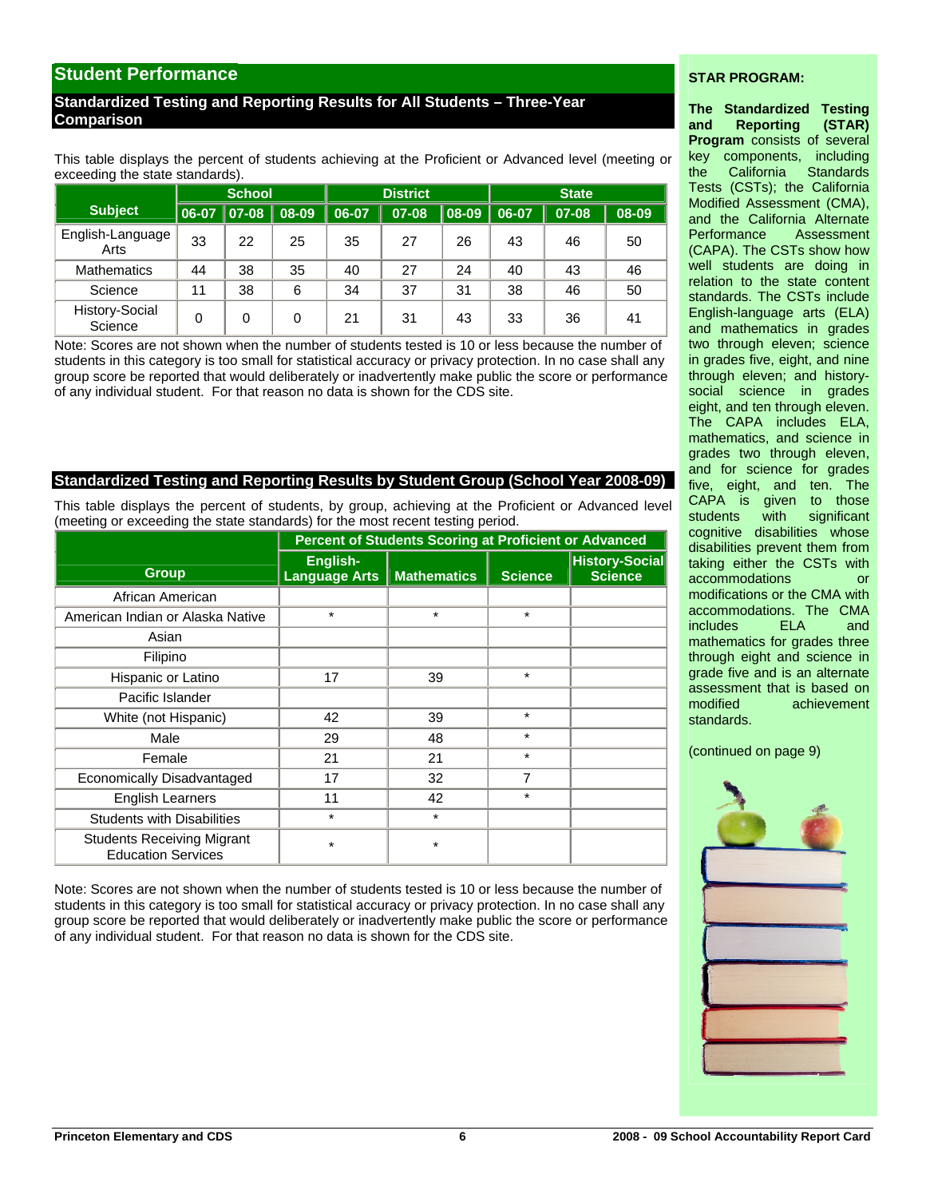## Student Performance

### Standardized Testing and Reporting Results for All Students – Three-Year Comparison

This table displays the percent of students achieving at the Proficient or Advanced level (meeting or exceeding the state standards).

| Subject | School | | | District | | | State | | |
|---|---|---|---|---|---|---|---|---|---|
| | 06-07 | 07-08 | 08-09 | 06-07 | 07-08 | 08-09 | 06-07 | 07-08 | 08-09 |
| English-Language Arts | 33 | 22 | 25 | 35 | 27 | 26 | 43 | 46 | 50 |
| Mathematics | 44 | 38 | 35 | 40 | 27 | 24 | 40 | 43 | 46 |
| Science | 11 | 38 | 6 | 34 | 37 | 31 | 38 | 46 | 50 |
| History-Social Science | 0 | 0 | 0 | 21 | 31 | 43 | 33 | 36 | 41 |

Note: Scores are not shown when the number of students tested is 10 or less because the number of students in this category is too small for statistical accuracy or privacy protection. In no case shall any group score be reported that would deliberately or inadvertently make public the score or performance of any individual student. For that reason no data is shown for the CDS site.

### Standardized Testing and Reporting Results by Student Group (School Year 2008-09)

This table displays the percent of students, by group, achieving at the Proficient or Advanced level (meeting or exceeding the state standards) for the most recent testing period.

| Group | Percent of Students Scoring at Proficient or Advanced | | | |
|---|---|---|---|---|
| | English-Language Arts | Mathematics | Science | History-Social Science |
| African American | | | | |
| American Indian or Alaska Native | * | * | * | |
| Asian | | | | |
| Filipino | | | | |
| Hispanic or Latino | 17 | 39 | * | |
| Pacific Islander | | | | |
| White (not Hispanic) | 42 | 39 | * | |
| Male | 29 | 48 | * | |
| Female | 21 | 21 | * | |
| Economically Disadvantaged | 17 | 32 | 7 | |
| English Learners | 11 | 42 | * | |
| Students with Disabilities | * | * | | |
| Students Receiving Migrant Education Services | * | * | | |

Note: Scores are not shown when the number of students tested is 10 or less because the number of students in this category is too small for statistical accuracy or privacy protection. In no case shall any group score be reported that would deliberately or inadvertently make public the score or performance of any individual student. For that reason no data is shown for the CDS site.

**STAR PROGRAM:**

**The Standardized Testing and Reporting (STAR) Program** consists of several key components, including the California Standards Tests (CSTs); the California Modified Assessment (CMA), and the California Alternate Performance Assessment (CAPA). The CSTs show how well students are doing in relation to the state content standards. The CSTs include English-language arts (ELA) and mathematics in grades two through eleven; science in grades five, eight, and nine through eleven; and history-social science in grades eight, and ten through eleven. The CAPA includes ELA, mathematics, and science in grades two through eleven, and for science for grades five, eight, and ten. The CAPA is given to those students with significant cognitive disabilities whose disabilities prevent them from taking either the CSTs with accommodations or modifications or the CMA with accommodations. The CMA includes ELA and mathematics for grades three through eight and science in grade five and is an alternate assessment that is based on modified achievement standards.

(continued on page 9)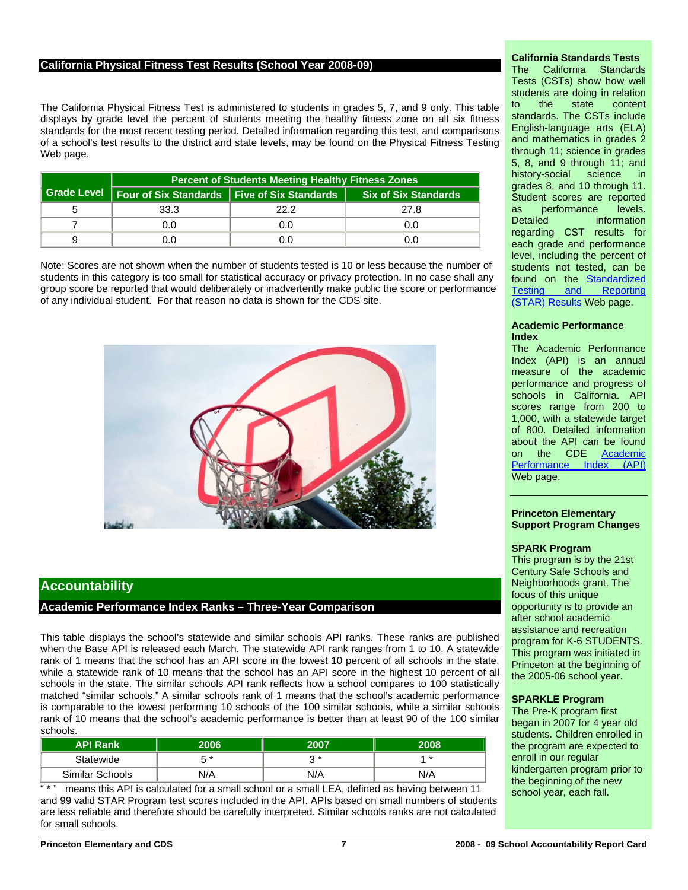## California Physical Fitness Test Results (School Year 2008-09)

The California Physical Fitness Test is administered to students in grades 5, 7, and 9 only. This table displays by grade level the percent of students meeting the healthy fitness zone on all six fitness standards for the most recent testing period. Detailed information regarding this test, and comparisons of a school's test results to the district and state levels, may be found on the Physical Fitness Testing Web page.

| Grade Level | Percent of Students Meeting Healthy Fitness Zones | | |
|---|---|---|---|
| | Four of Six Standards | Five of Six Standards | Six of Six Standards |
| 5 | 33.3 | 22.2 | 27.8 |
| 7 | 0.0 | 0.0 | 0.0 |
| 9 | 0.0 | 0.0 | 0.0 |

Note: Scores are not shown when the number of students tested is 10 or less because the number of students in this category is too small for statistical accuracy or privacy protection. In no case shall any group score be reported that would deliberately or inadvertently make public the score or performance of any individual student. For that reason no data is shown for the CDS site.

# Accountability

## Academic Performance Index Ranks – Three-Year Comparison

This table displays the school's statewide and similar schools API ranks. These ranks are published when the Base API is released each March. The statewide API rank ranges from 1 to 10. A statewide rank of 1 means that the school has an API score in the lowest 10 percent of all schools in the state, while a statewide rank of 10 means that the school has an API score in the highest 10 percent of all schools in the state. The similar schools API rank reflects how a school compares to 100 statistically matched "similar schools." A similar schools rank of 1 means that the school's academic performance is comparable to the lowest performing 10 schools of the 100 similar schools, while a similar schools rank of 10 means that the school's academic performance is better than at least 90 of the 100 similar schools.

| API Rank | 2006 | 2007 | 2008 |
|---|---|---|---|
| Statewide | 5 * | 3 * | 1 * |
| Similar Schools | N/A | N/A | N/A |

" * " means this API is calculated for a small school or a small LEA, defined as having between 11 and 99 valid STAR Program test scores included in the API. APIs based on small numbers of students are less reliable and therefore should be carefully interpreted. Similar schools ranks are not calculated for small schools.

### California Standards Tests

The California Standards Tests (CSTs) show how well students are doing in relation to the state content standards. The CSTs include English-language arts (ELA) and mathematics in grades 2 through 11; science in grades 5, 8, and 9 through 11; and history-social science in grades 8, and 10 through 11. Student scores are reported as performance levels. Detailed information regarding CST results for each grade and performance level, including the percent of students not tested, can be found on the Standardized Testing and Reporting (STAR) Results Web page.

### Academic Performance Index

The Academic Performance Index (API) is an annual measure of the academic performance and progress of schools in California. API scores range from 200 to 1,000, with a statewide target of 800. Detailed information about the API can be found on the CDE Academic Performance Index (API) Web page.

### Princeton Elementary Support Program Changes

**SPARK Program**

This program is by the 21st Century Safe Schools and Neighborhoods grant. The focus of this unique opportunity is to provide an after school academic assistance and recreation program for K-6 STUDENTS. This program was initiated in Princeton at the beginning of the 2005-06 school year.

**SPARKLE Program**

The Pre-K program first began in 2007 for 4 year old students. Children enrolled in the program are expected to enroll in our regular kindergarten program prior to the beginning of the new school year, each fall.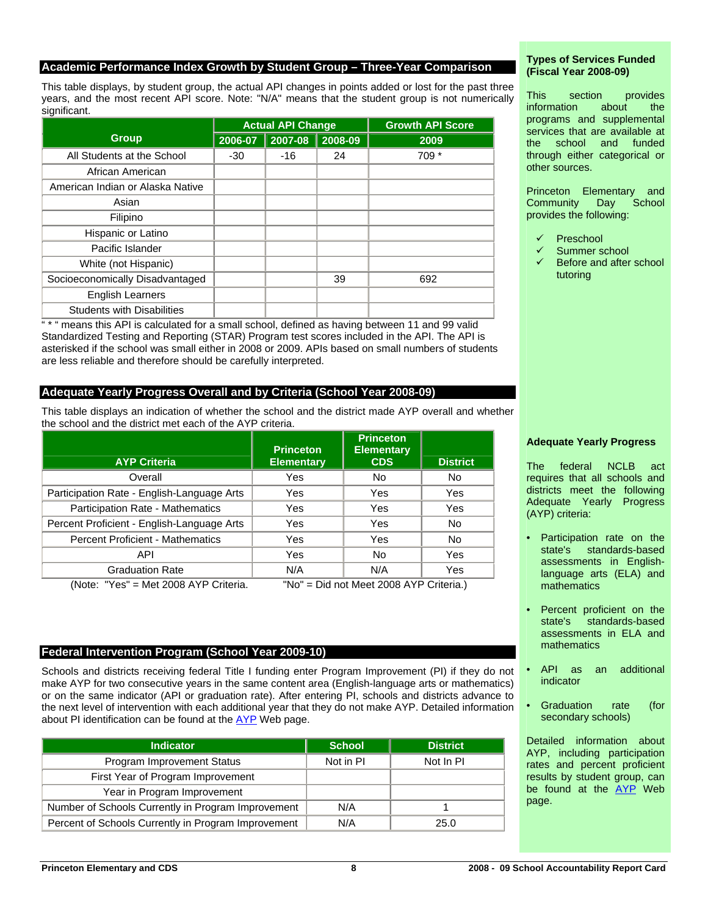## Academic Performance Index Growth by Student Group – Three-Year Comparison

This table displays, by student group, the actual API changes in points added or lost for the past three years, and the most recent API score. Note: "N/A" means that the student group is not numerically significant.

| Group | Actual API Change | | | Growth API Score |
|---|---|---|---|---|
| | 2006-07 | 2007-08 | 2008-09 | 2009 |
| All Students at the School | -30 | -16 | 24 | 709 * |
| African American | | | | |
| American Indian or Alaska Native | | | | |
| Asian | | | | |
| Filipino | | | | |
| Hispanic or Latino | | | | |
| Pacific Islander | | | | |
| White (not Hispanic) | | | | |
| Socioeconomically Disadvantaged | | | 39 | 692 |
| English Learners | | | | |
| Students with Disabilities | | | | |

" * " means this API is calculated for a small school, defined as having between 11 and 99 valid Standardized Testing and Reporting (STAR) Program test scores included in the API. The API is asterisked if the school was small either in 2008 or 2009. APIs based on small numbers of students are less reliable and therefore should be carefully interpreted.

## Adequate Yearly Progress Overall and by Criteria (School Year 2008-09)

This table displays an indication of whether the school and the district made AYP overall and whether the school and the district met each of the AYP criteria.

| AYP Criteria | Princeton Elementary | Princeton Elementary CDS | District |
|---|---|---|---|
| Overall | Yes | No | No |
| Participation Rate - English-Language Arts | Yes | Yes | Yes |
| Participation Rate - Mathematics | Yes | Yes | Yes |
| Percent Proficient - English-Language Arts | Yes | Yes | No |
| Percent Proficient - Mathematics | Yes | Yes | No |
| API | Yes | No | Yes |
| Graduation Rate | N/A | N/A | Yes |

(Note: "Yes" = Met 2008 AYP Criteria. "No" = Did not Meet 2008 AYP Criteria.)

## Federal Intervention Program (School Year 2009-10)

Schools and districts receiving federal Title I funding enter Program Improvement (PI) if they do not make AYP for two consecutive years in the same content area (English-language arts or mathematics) or on the same indicator (API or graduation rate). After entering PI, schools and districts advance to the next level of intervention with each additional year that they do not make AYP. Detailed information about PI identification can be found at the AYP Web page.

| Indicator | School | District |
|---|---|---|
| Program Improvement Status | Not in PI | Not In PI |
| First Year of Program Improvement | | |
| Year in Program Improvement | | |
| Number of Schools Currently in Program Improvement | N/A | 1 |
| Percent of Schools Currently in Program Improvement | N/A | 25.0 |

### Types of Services Funded (Fiscal Year 2008-09)

This section provides information about the programs and supplemental services that are available at the school and funded through either categorical or other sources.

Princeton Elementary and Community Day School provides the following:

- ✓ Preschool
- ✓ Summer school
- ✓ Before and after school tutoring

### Adequate Yearly Progress

The federal NCLB act requires that all schools and districts meet the following Adequate Yearly Progress (AYP) criteria:

- Participation rate on the state's standards-based assessments in English-language arts (ELA) and mathematics
- Percent proficient on the state's standards-based assessments in ELA and mathematics
- API as an additional indicator
- Graduation rate (for secondary schools)

Detailed information about AYP, including participation rates and percent proficient results by student group, can be found at the AYP Web page.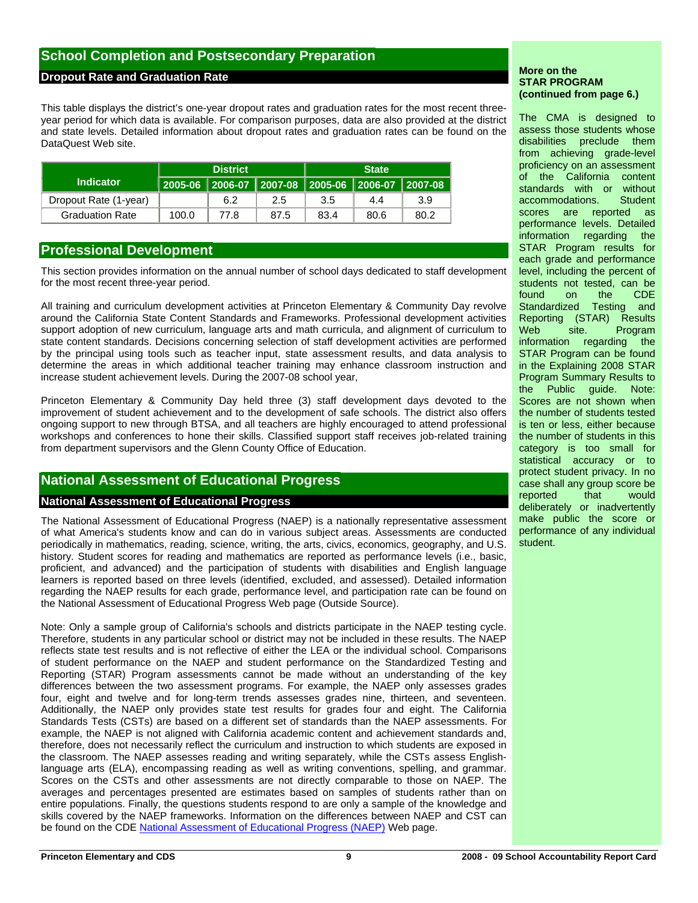## School Completion and Postsecondary Preparation

### Dropout Rate and Graduation Rate

This table displays the district's one-year dropout rates and graduation rates for the most recent three-year period for which data is available. For comparison purposes, data are also provided at the district and state levels. Detailed information about dropout rates and graduation rates can be found on the DataQuest Web site.

| Indicator | District | | | State | | |
|---|---|---|---|---|---|---|
| | 2005-06 | 2006-07 | 2007-08 | 2005-06 | 2006-07 | 2007-08 |
| Dropout Rate (1-year) | | 6.2 | 2.5 | 3.5 | 4.4 | 3.9 |
| Graduation Rate | 100.0 | 77.8 | 87.5 | 83.4 | 80.6 | 80.2 |

## Professional Development

This section provides information on the annual number of school days dedicated to staff development for the most recent three-year period.

All training and curriculum development activities at Princeton Elementary & Community Day revolve around the California State Content Standards and Frameworks. Professional development activities support adoption of new curriculum, language arts and math curricula, and alignment of curriculum to state content standards. Decisions concerning selection of staff development activities are performed by the principal using tools such as teacher input, state assessment results, and data analysis to determine the areas in which additional teacher training may enhance classroom instruction and increase student achievement levels. During the 2007-08 school year,

Princeton Elementary & Community Day held three (3) staff development days devoted to the improvement of student achievement and to the development of safe schools. The district also offers ongoing support to new through BTSA, and all teachers are highly encouraged to attend professional workshops and conferences to hone their skills. Classified support staff receives job-related training from department supervisors and the Glenn County Office of Education.

## National Assessment of Educational Progress

### National Assessment of Educational Progress

The National Assessment of Educational Progress (NAEP) is a nationally representative assessment of what America's students know and can do in various subject areas. Assessments are conducted periodically in mathematics, reading, science, writing, the arts, civics, economics, geography, and U.S. history. Student scores for reading and mathematics are reported as performance levels (i.e., basic, proficient, and advanced) and the participation of students with disabilities and English language learners is reported based on three levels (identified, excluded, and assessed). Detailed information regarding the NAEP results for each grade, performance level, and participation rate can be found on the National Assessment of Educational Progress Web page (Outside Source).

Note: Only a sample group of California's schools and districts participate in the NAEP testing cycle. Therefore, students in any particular school or district may not be included in these results. The NAEP reflects state test results and is not reflective of either the LEA or the individual school. Comparisons of student performance on the NAEP and student performance on the Standardized Testing and Reporting (STAR) Program assessments cannot be made without an understanding of the key differences between the two assessment programs. For example, the NAEP only assesses grades four, eight and twelve and for long-term trends assesses grades nine, thirteen, and seventeen. Additionally, the NAEP only provides state test results for grades four and eight. The California Standards Tests (CSTs) are based on a different set of standards than the NAEP assessments. For example, the NAEP is not aligned with California academic content and achievement standards and, therefore, does not necessarily reflect the curriculum and instruction to which students are exposed in the classroom. The NAEP assesses reading and writing separately, while the CSTs assess English-language arts (ELA), encompassing reading as well as writing conventions, spelling, and grammar. Scores on the CSTs and other assessments are not directly comparable to those on NAEP. The averages and percentages presented are estimates based on samples of students rather than on entire populations. Finally, the questions students respond to are only a sample of the knowledge and skills covered by the NAEP frameworks. Information on the differences between NAEP and CST can be found on the CDE National Assessment of Educational Progress (NAEP) Web page.

**More on the STAR PROGRAM (continued from page 6.)**

The CMA is designed to assess those students whose disabilities preclude them from achieving grade-level proficiency on an assessment of the California content standards with or without accommodations. Student scores are reported as performance levels. Detailed information regarding the STAR Program results for each grade and performance level, including the percent of students not tested, can be found on the CDE Standardized Testing and Reporting (STAR) Results Web site. Program information regarding the STAR Program can be found in the Explaining 2008 STAR Program Summary Results to the Public guide. Note: Scores are not shown when the number of students tested is ten or less, either because the number of students in this category is too small for statistical accuracy or to protect student privacy. In no case shall any group score be reported that would deliberately or inadvertently make public the score or performance of any individual student.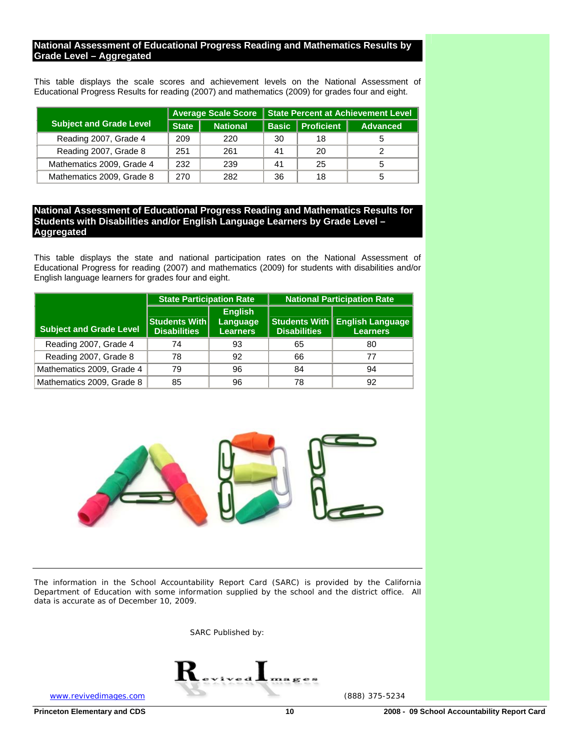## National Assessment of Educational Progress Reading and Mathematics Results by Grade Level – Aggregated

This table displays the scale scores and achievement levels on the National Assessment of Educational Progress Results for reading (2007) and mathematics (2009) for grades four and eight.

| Subject and Grade Level | Average Scale Score | | State Percent at Achievement Level | | |
|---|---|---|---|---|---|
| | State | National | Basic | Proficient | Advanced |
| Reading 2007, Grade 4 | 209 | 220 | 30 | 18 | 5 |
| Reading 2007, Grade 8 | 251 | 261 | 41 | 20 | 2 |
| Mathematics 2009, Grade 4 | 232 | 239 | 41 | 25 | 5 |
| Mathematics 2009, Grade 8 | 270 | 282 | 36 | 18 | 5 |

## National Assessment of Educational Progress Reading and Mathematics Results for Students with Disabilities and/or English Language Learners by Grade Level – Aggregated

This table displays the state and national participation rates on the National Assessment of Educational Progress for reading (2007) and mathematics (2009) for students with disabilities and/or English language learners for grades four and eight.

| Subject and Grade Level | State Participation Rate | | National Participation Rate | |
|---|---|---|---|---|
| | Students With Disabilities | English Language Learners | Students With Disabilities | English Language Learners |
| Reading 2007, Grade 4 | 74 | 93 | 65 | 80 |
| Reading 2007, Grade 8 | 78 | 92 | 66 | 77 |
| Mathematics 2009, Grade 4 | 79 | 96 | 84 | 94 |
| Mathematics 2009, Grade 8 | 85 | 96 | 78 | 92 |

The information in the School Accountability Report Card (SARC) is provided by the California Department of Education with some information supplied by the school and the district office. All data is accurate as of December 10, 2009.

SARC Published by:

Revived Images

www.revivedimages.com (888) 375-5234